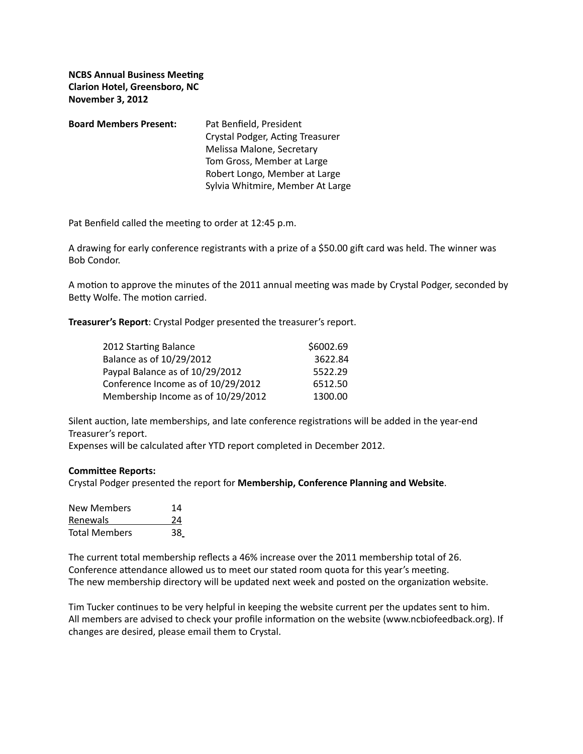**NCBS Annual Business Meeting**
**Clarion Hotel, Greensboro, NC**
**November 3, 2012**

**Board Members Present:**

Pat Benfield, President
Crystal Podger, Acting Treasurer
Melissa Malone, Secretary
Tom Gross, Member at Large
Robert Longo, Member at Large
Sylvia Whitmire, Member At Large

Pat Benfield called the meeting to order at 12:45 p.m.

A drawing for early conference registrants with a prize of a $50.00 gift card was held. The winner was Bob Condor.

A motion to approve the minutes of the 2011 annual meeting was made by Crystal Podger, seconded by Betty Wolfe. The motion carried.

**Treasurer's Report**: Crystal Podger presented the treasurer's report.

| | |
|---|---|
| 2012 Starting Balance | $6002.69 |
| Balance as of 10/29/2012 | 3622.84 |
| Paypal Balance as of 10/29/2012 | 5522.29 |
| Conference Income as of 10/29/2012 | 6512.50 |
| Membership Income as of 10/29/2012 | 1300.00 |

Silent auction, late memberships, and late conference registrations will be added in the year-end Treasurer's report.
Expenses will be calculated after YTD report completed in December 2012.

**Committee Reports:**
Crystal Podger presented the report for **Membership, Conference Planning and Website**.

| | |
|---|---|
| New Members | 14 |
| Renewals | 24 |
| Total Members | 38 |

The current total membership reflects a 46% increase over the 2011 membership total of 26.
Conference attendance allowed us to meet our stated room quota for this year's meeting.
The new membership directory will be updated next week and posted on the organization website.

Tim Tucker continues to be very helpful in keeping the website current per the updates sent to him.
All members are advised to check your profile information on the website (www.ncbiofeedback.org). If changes are desired, please email them to Crystal.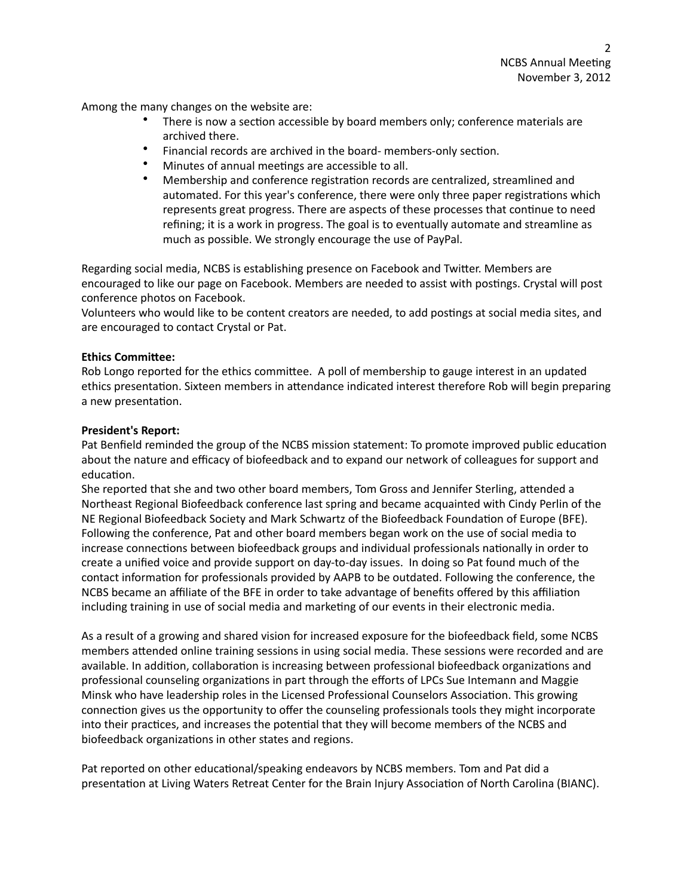Among the many changes on the website are:

- There is now a section accessible by board members only; conference materials are archived there.
- Financial records are archived in the board- members-only section.
- Minutes of annual meetings are accessible to all.
- Membership and conference registration records are centralized, streamlined and automated. For this year's conference, there were only three paper registrations which represents great progress. There are aspects of these processes that continue to need refining; it is a work in progress. The goal is to eventually automate and streamline as much as possible. We strongly encourage the use of PayPal.

Regarding social media, NCBS is establishing presence on Facebook and Twitter. Members are encouraged to like our page on Facebook. Members are needed to assist with postings. Crystal will post conference photos on Facebook.
Volunteers who would like to be content creators are needed, to add postings at social media sites, and are encouraged to contact Crystal or Pat.

**Ethics Committee:**
Rob Longo reported for the ethics committee. A poll of membership to gauge interest in an updated ethics presentation. Sixteen members in attendance indicated interest therefore Rob will begin preparing a new presentation.

**President's Report:**
Pat Benfield reminded the group of the NCBS mission statement: To promote improved public education about the nature and efficacy of biofeedback and to expand our network of colleagues for support and education.
She reported that she and two other board members, Tom Gross and Jennifer Sterling, attended a Northeast Regional Biofeedback conference last spring and became acquainted with Cindy Perlin of the NE Regional Biofeedback Society and Mark Schwartz of the Biofeedback Foundation of Europe (BFE). Following the conference, Pat and other board members began work on the use of social media to increase connections between biofeedback groups and individual professionals nationally in order to create a unified voice and provide support on day-to-day issues. In doing so Pat found much of the contact information for professionals provided by AAPB to be outdated. Following the conference, the NCBS became an affiliate of the BFE in order to take advantage of benefits offered by this affiliation including training in use of social media and marketing of our events in their electronic media.

As a result of a growing and shared vision for increased exposure for the biofeedback field, some NCBS members attended online training sessions in using social media. These sessions were recorded and are available. In addition, collaboration is increasing between professional biofeedback organizations and professional counseling organizations in part through the efforts of LPCs Sue Intemann and Maggie Minsk who have leadership roles in the Licensed Professional Counselors Association. This growing connection gives us the opportunity to offer the counseling professionals tools they might incorporate into their practices, and increases the potential that they will become members of the NCBS and biofeedback organizations in other states and regions.

Pat reported on other educational/speaking endeavors by NCBS members. Tom and Pat did a presentation at Living Waters Retreat Center for the Brain Injury Association of North Carolina (BIANC).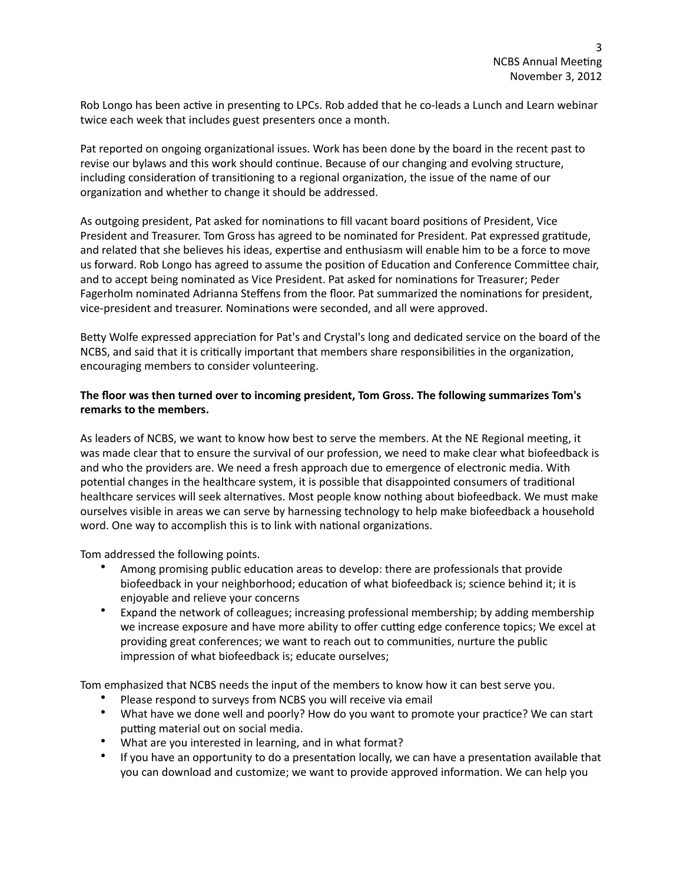Rob Longo has been active in presenting to LPCs. Rob added that he co-leads a Lunch and Learn webinar twice each week that includes guest presenters once a month.

Pat reported on ongoing organizational issues. Work has been done by the board in the recent past to revise our bylaws and this work should continue. Because of our changing and evolving structure, including consideration of transitioning to a regional organization, the issue of the name of our organization and whether to change it should be addressed.

As outgoing president, Pat asked for nominations to fill vacant board positions of President, Vice President and Treasurer. Tom Gross has agreed to be nominated for President. Pat expressed gratitude, and related that she believes his ideas, expertise and enthusiasm will enable him to be a force to move us forward. Rob Longo has agreed to assume the position of Education and Conference Committee chair, and to accept being nominated as Vice President. Pat asked for nominations for Treasurer; Peder Fagerholm nominated Adrianna Steffens from the floor. Pat summarized the nominations for president, vice-president and treasurer. Nominations were seconded, and all were approved.

Betty Wolfe expressed appreciation for Pat's and Crystal's long and dedicated service on the board of the NCBS, and said that it is critically important that members share responsibilities in the organization, encouraging members to consider volunteering.

**The floor was then turned over to incoming president, Tom Gross. The following summarizes Tom's remarks to the members.**

As leaders of NCBS, we want to know how best to serve the members. At the NE Regional meeting, it was made clear that to ensure the survival of our profession, we need to make clear what biofeedback is and who the providers are. We need a fresh approach due to emergence of electronic media. With potential changes in the healthcare system, it is possible that disappointed consumers of traditional healthcare services will seek alternatives. Most people know nothing about biofeedback. We must make ourselves visible in areas we can serve by harnessing technology to help make biofeedback a household word. One way to accomplish this is to link with national organizations.

Tom addressed the following points.

- Among promising public education areas to develop: there are professionals that provide biofeedback in your neighborhood; education of what biofeedback is; science behind it; it is enjoyable and relieve your concerns
- Expand the network of colleagues; increasing professional membership; by adding membership we increase exposure and have more ability to offer cutting edge conference topics; We excel at providing great conferences; we want to reach out to communities, nurture the public impression of what biofeedback is; educate ourselves;

Tom emphasized that NCBS needs the input of the members to know how it can best serve you.

- Please respond to surveys from NCBS you will receive via email
- What have we done well and poorly? How do you want to promote your practice? We can start putting material out on social media.
- What are you interested in learning, and in what format?
- If you have an opportunity to do a presentation locally, we can have a presentation available that you can download and customize; we want to provide approved information. We can help you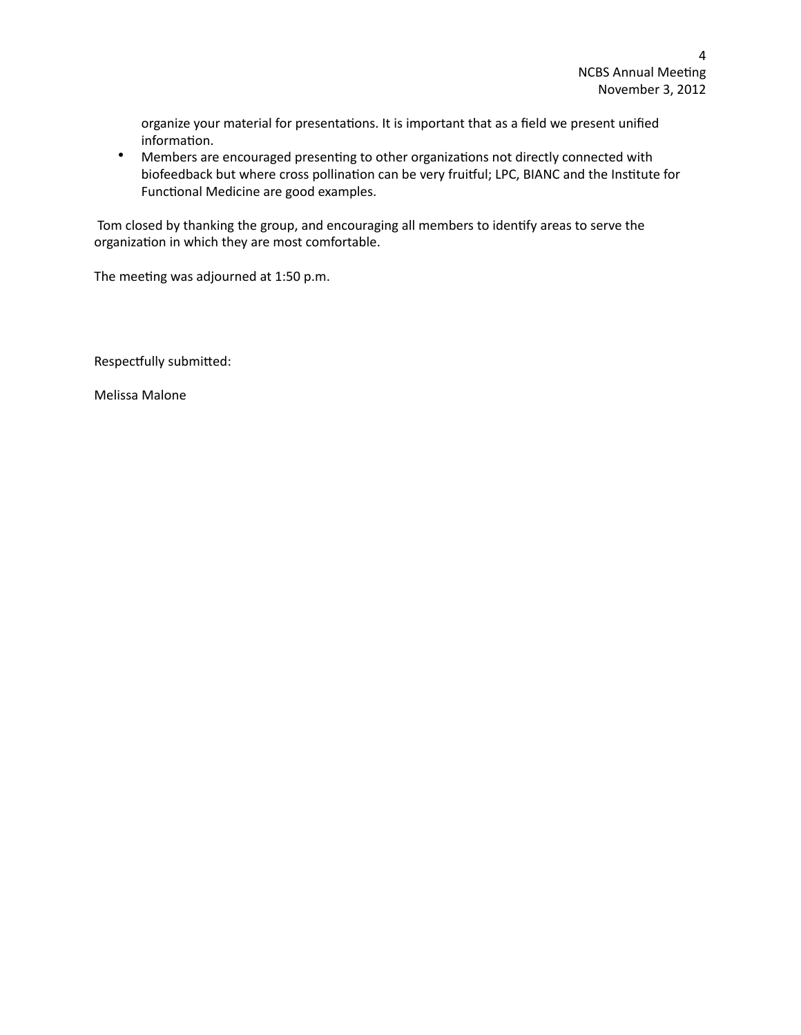organize your material for presentations. It is important that as a field we present unified information.

- Members are encouraged presenting to other organizations not directly connected with biofeedback but where cross pollination can be very fruitful; LPC, BIANC and the Institute for Functional Medicine are good examples.

Tom closed by thanking the group, and encouraging all members to identify areas to serve the organization in which they are most comfortable.

The meeting was adjourned at 1:50 p.m.

Respectfully submitted:

Melissa Malone